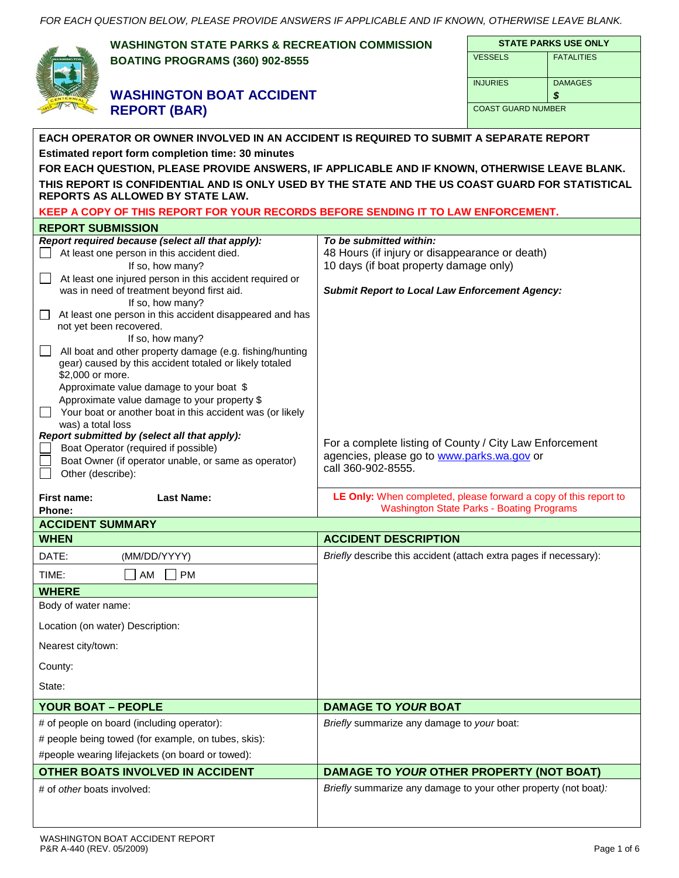*FOR EACH QUESTION BELOW, PLEASE PROVIDE ANSWERS IF APPLICABLE AND IF KNOWN, OTHERWISE LEAVE BLANK.*

**WASHINGTON STATE PARKS & RECREATION COMMISSION**
**BOATING PROGRAMS (360) 902-8555**

# WASHINGTON BOAT ACCIDENT REPORT (BAR)

| STATE PARKS USE ONLY | |
|---|---|
| VESSELS | FATALITIES |
| INJURIES | DAMAGES $ |
| COAST GUARD NUMBER | |

**EACH OPERATOR OR OWNER INVOLVED IN AN ACCIDENT IS REQUIRED TO SUBMIT A SEPARATE REPORT**

**Estimated report form completion time: 30 minutes**

**FOR EACH QUESTION, PLEASE PROVIDE ANSWERS, IF APPLICABLE AND IF KNOWN, OTHERWISE LEAVE BLANK.**

**THIS REPORT IS CONFIDENTIAL AND IS ONLY USED BY THE STATE AND THE US COAST GUARD FOR STATISTICAL REPORTS AS ALLOWED BY STATE LAW.**

**KEEP A COPY OF THIS REPORT FOR YOUR RECORDS BEFORE SENDING IT TO LAW ENFORCEMENT.**

## REPORT SUBMISSION

***Report required because (select all that apply):***

- ☐ At least one person in this accident died.
  If so, how many?
- ☐ At least one injured person in this accident required or was in need of treatment beyond first aid.
  If so, how many?
- ☐ At least one person in this accident disappeared and has not yet been recovered.
  If so, how many?
- ☐ All boat and other property damage (e.g. fishing/hunting gear) caused by this accident totaled or likely totaled $2,000 or more.
  Approximate value damage to your boat $
  Approximate value damage to your property $
- ☐ Your boat or another boat in this accident was (or likely was) a total loss

***Report submitted by (select all that apply):***

- ☐ Boat Operator (required if possible)
- ☐ Boat Owner (if operator unable, or same as operator)
- ☐ Other (describe):

**First name:** **Last Name:**
**Phone:**

***To be submitted within:***
48 Hours (if injury or disappearance or death)
10 days (if boat property damage only)

***Submit Report to Local Law Enforcement Agency:***

For a complete listing of County / City Law Enforcement agencies, please go to www.parks.wa.gov or call 360-902-8555.

**LE Only:** When completed, please forward a copy of this report to Washington State Parks - Boating Programs

## ACCIDENT SUMMARY

### WHEN

DATE: (MM/DD/YYYY)

TIME: ☐ AM ☐ PM

### WHERE

Body of water name:

Location (on water) Description:

Nearest city/town:

County:

State:

### ACCIDENT DESCRIPTION

*Briefly* describe this accident (attach extra pages if necessary):

### YOUR BOAT – PEOPLE

\# of people on board (including operator):

\# people being towed (for example, on tubes, skis):

\#people wearing lifejackets (on board or towed):

### DAMAGE TO *YOUR* BOAT

*Briefly* summarize any damage to *your* boat:

### OTHER BOATS INVOLVED IN ACCIDENT

\# of *other* boats involved:

### DAMAGE TO *YOUR* OTHER PROPERTY (NOT BOAT)

*Briefly* summarize any damage to your other property (not boat*):*

WASHINGTON BOAT ACCIDENT REPORT
P&R A-440 (REV. 05/2009)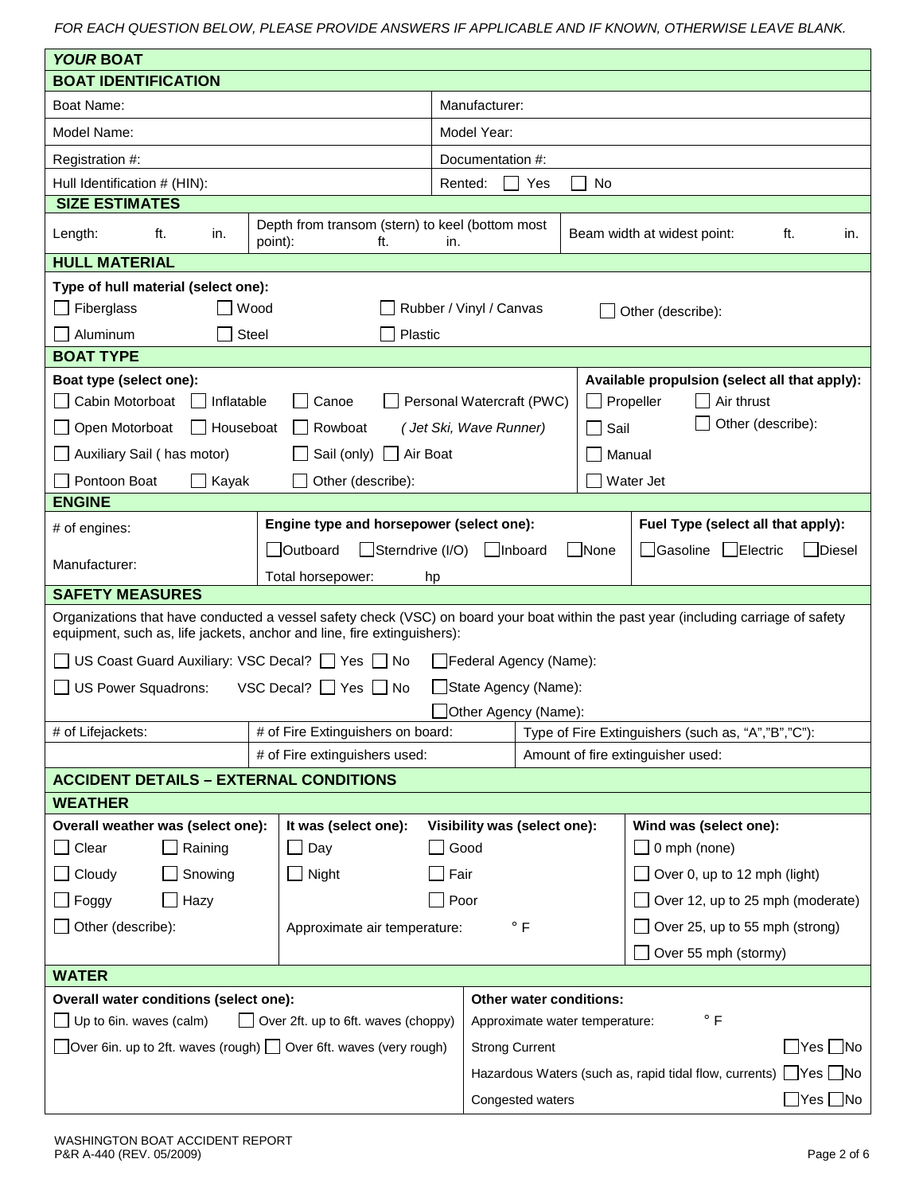*FOR EACH QUESTION BELOW, PLEASE PROVIDE ANSWERS IF APPLICABLE AND IF KNOWN, OTHERWISE LEAVE BLANK.*

## *YOUR* BOAT

### BOAT IDENTIFICATION

| | |
|---|---|
| Boat Name: | Manufacturer: |
| Model Name: | Model Year: |
| Registration #: | Documentation #: |
| Hull Identification # (HIN): | Rented: ☐ Yes ☐ No |

### SIZE ESTIMATES

| | | |
|---|---|---|
| Length: ft. in. | Depth from transom (stern) to keel (bottom most point): ft. in. | Beam width at widest point: ft. in. |

### HULL MATERIAL

**Type of hull material (select one):**

☐ Fiberglass ☐ Wood ☐ Rubber / Vinyl / Canvas ☐ Other (describe):

☐ Aluminum ☐ Steel ☐ Plastic

### BOAT TYPE

**Boat type (select one):**

☐ Cabin Motorboat ☐ Inflatable ☐ Canoe ☐ Personal Watercraft (PWC) *( Jet Ski, Wave Runner)*

☐ Open Motorboat ☐ Houseboat ☐ Rowboat

☐ Auxiliary Sail ( has motor) ☐ Sail (only) ☐ Air Boat

☐ Pontoon Boat ☐ Kayak ☐ Other (describe):

**Available propulsion (select all that apply):**

☐ Propeller ☐ Air thrust

☐ Sail ☐ Other (describe):

☐ Manual

☐ Water Jet

### ENGINE

| | | |
|---|---|---|
| # of engines: | **Engine type and horsepower (select one):** | **Fuel Type (select all that apply):** |
| Manufacturer: | ☐ Outboard ☐ Sterndrive (I/O) ☐ Inboard ☐ None | ☐ Gasoline ☐ Electric ☐ Diesel |
| | Total horsepower: hp | |

### SAFETY MEASURES

Organizations that have conducted a vessel safety check (VSC) on board your boat within the past year (including carriage of safety equipment, such as, life jackets, anchor and line, fire extinguishers):

☐ US Coast Guard Auxiliary: VSC Decal? ☐ Yes ☐ No ☐ Federal Agency (Name):

☐ US Power Squadrons: VSC Decal? ☐ Yes ☐ No ☐ State Agency (Name):

☐ Other Agency (Name):

| | | |
|---|---|---|
| # of Lifejackets: | # of Fire Extinguishers on board: | Type of Fire Extinguishers (such as, "A","B","C"): |
| | # of Fire extinguishers used: | Amount of fire extinguisher used: |

## ACCIDENT DETAILS – EXTERNAL CONDITIONS

### WEATHER

**Overall weather was (select one):**

☐ Clear ☐ Raining

☐ Cloudy ☐ Snowing

☐ Foggy ☐ Hazy

☐ Other (describe):

**It was (select one):**

☐ Day

☐ Night

**Visibility was (select one):**

☐ Good

☐ Fair

☐ Poor

Approximate air temperature: ° F

**Wind was (select one):**

☐ 0 mph (none)

☐ Over 0, up to 12 mph (light)

☐ Over 12, up to 25 mph (moderate)

☐ Over 25, up to 55 mph (strong)

☐ Over 55 mph (stormy)

### WATER

**Overall water conditions (select one):**

☐ Up to 6in. waves (calm) ☐ Over 2ft. up to 6ft. waves (choppy)

☐ Over 6in. up to 2ft. waves (rough) ☐ Over 6ft. waves (very rough)

**Other water conditions:**

Approximate water temperature: ° F

Strong Current ☐ Yes ☐ No

Hazardous Waters (such as, rapid tidal flow, currents) ☐ Yes ☐ No

Congested waters ☐ Yes ☐ No

WASHINGTON BOAT ACCIDENT REPORT
P&R A-440 (REV. 05/2009)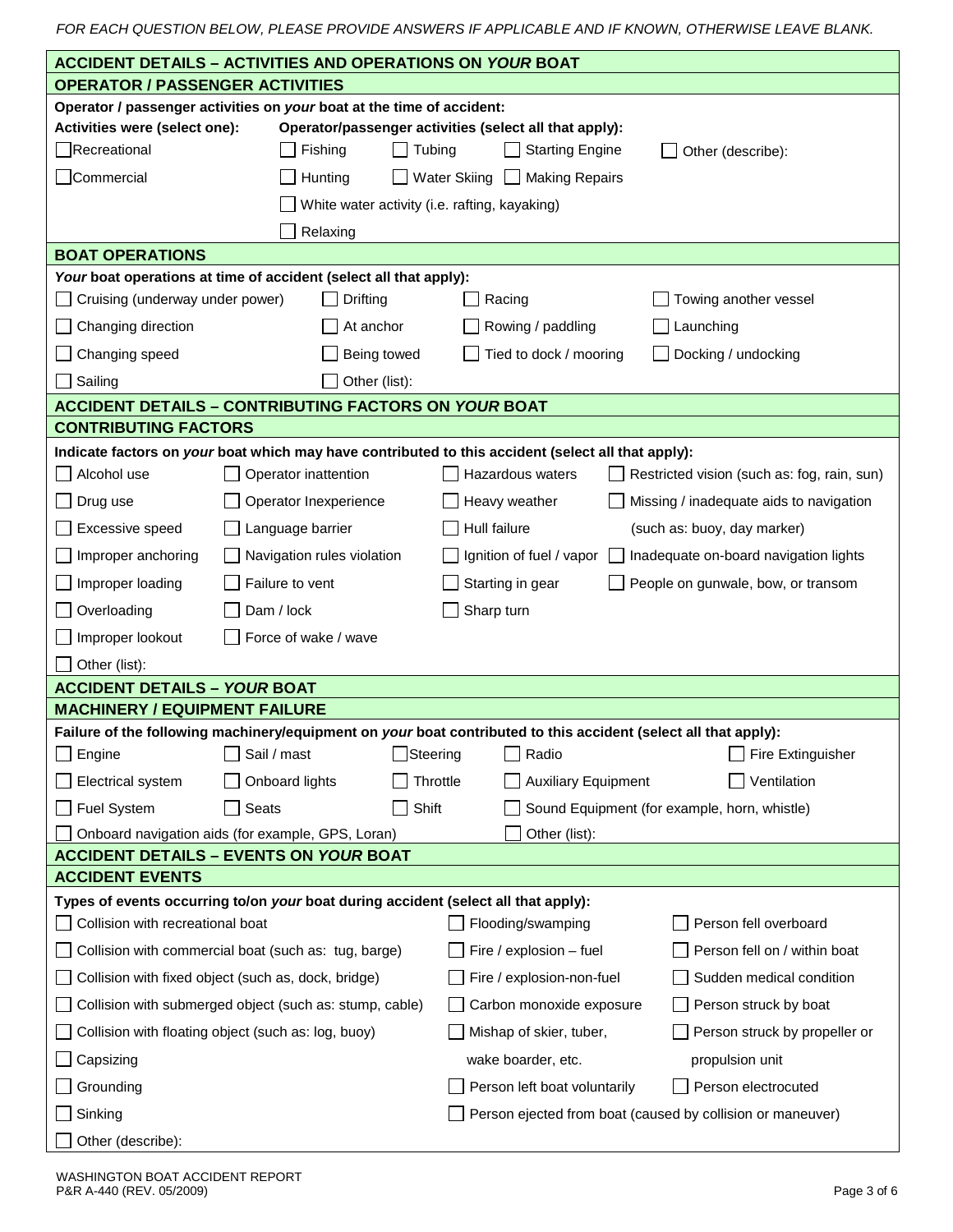*FOR EACH QUESTION BELOW, PLEASE PROVIDE ANSWERS IF APPLICABLE AND IF KNOWN, OTHERWISE LEAVE BLANK.*

## ACCIDENT DETAILS – ACTIVITIES AND OPERATIONS ON *YOUR* BOAT

### OPERATOR / PASSENGER ACTIVITIES

**Operator / passenger activities on *your* boat at the time of accident:**

**Activities were (select one):**

- ☐ Recreational
- ☐ Commercial

**Operator/passenger activities (select all that apply):**

- ☐ Fishing
- ☐ Tubing
- ☐ Starting Engine
- ☐ Other (describe):
- ☐ Hunting
- ☐ Water Skiing
- ☐ Making Repairs
- ☐ White water activity (i.e. rafting, kayaking)
- ☐ Relaxing

### BOAT OPERATIONS

***Your* boat operations at time of accident (select all that apply):**

- ☐ Cruising (underway under power)
- ☐ Drifting
- ☐ Racing
- ☐ Towing another vessel
- ☐ Changing direction
- ☐ At anchor
- ☐ Rowing / paddling
- ☐ Launching
- ☐ Changing speed
- ☐ Being towed
- ☐ Tied to dock / mooring
- ☐ Docking / undocking
- ☐ Sailing
- ☐ Other (list):

## ACCIDENT DETAILS – CONTRIBUTING FACTORS ON *YOUR* BOAT

### CONTRIBUTING FACTORS

**Indicate factors on *your* boat which may have contributed to this accident (select all that apply):**

- ☐ Alcohol use
- ☐ Operator inattention
- ☐ Hazardous waters
- ☐ Restricted vision (such as: fog, rain, sun)
- ☐ Drug use
- ☐ Operator Inexperience
- ☐ Heavy weather
- ☐ Missing / inadequate aids to navigation (such as: buoy, day marker)
- ☐ Excessive speed
- ☐ Language barrier
- ☐ Hull failure
- ☐ Improper anchoring
- ☐ Navigation rules violation
- ☐ Ignition of fuel / vapor
- ☐ Inadequate on-board navigation lights
- ☐ Improper loading
- ☐ Failure to vent
- ☐ Starting in gear
- ☐ People on gunwale, bow, or transom
- ☐ Overloading
- ☐ Dam / lock
- ☐ Sharp turn
- ☐ Improper lookout
- ☐ Force of wake / wave
- ☐ Other (list):

## ACCIDENT DETAILS – *YOUR* BOAT

### MACHINERY / EQUIPMENT FAILURE

**Failure of the following machinery/equipment on *your* boat contributed to this accident (select all that apply):**

- ☐ Engine
- ☐ Sail / mast
- ☐ Steering
- ☐ Radio
- ☐ Fire Extinguisher
- ☐ Electrical system
- ☐ Onboard lights
- ☐ Throttle
- ☐ Auxiliary Equipment
- ☐ Ventilation
- ☐ Fuel System
- ☐ Seats
- ☐ Shift
- ☐ Sound Equipment (for example, horn, whistle)
- ☐ Onboard navigation aids (for example, GPS, Loran)
- ☐ Other (list):

## ACCIDENT DETAILS – EVENTS ON *YOUR* BOAT

### ACCIDENT EVENTS

**Types of events occurring to/on *your* boat during accident (select all that apply):**

- ☐ Collision with recreational boat
- ☐ Flooding/swamping
- ☐ Person fell overboard
- ☐ Collision with commercial boat (such as: tug, barge)
- ☐ Fire / explosion – fuel
- ☐ Person fell on / within boat
- ☐ Collision with fixed object (such as, dock, bridge)
- ☐ Fire / explosion-non-fuel
- ☐ Sudden medical condition
- ☐ Collision with submerged object (such as: stump, cable)
- ☐ Carbon monoxide exposure
- ☐ Person struck by boat
- ☐ Collision with floating object (such as: log, buoy)
- ☐ Mishap of skier, tuber, wake boarder, etc.
- ☐ Person struck by propeller or propulsion unit
- ☐ Capsizing
- ☐ Grounding
- ☐ Person left boat voluntarily
- ☐ Person electrocuted
- ☐ Sinking
- ☐ Person ejected from boat (caused by collision or maneuver)
- ☐ Other (describe):

WASHINGTON BOAT ACCIDENT REPORT
P&R A-440 (REV. 05/2009)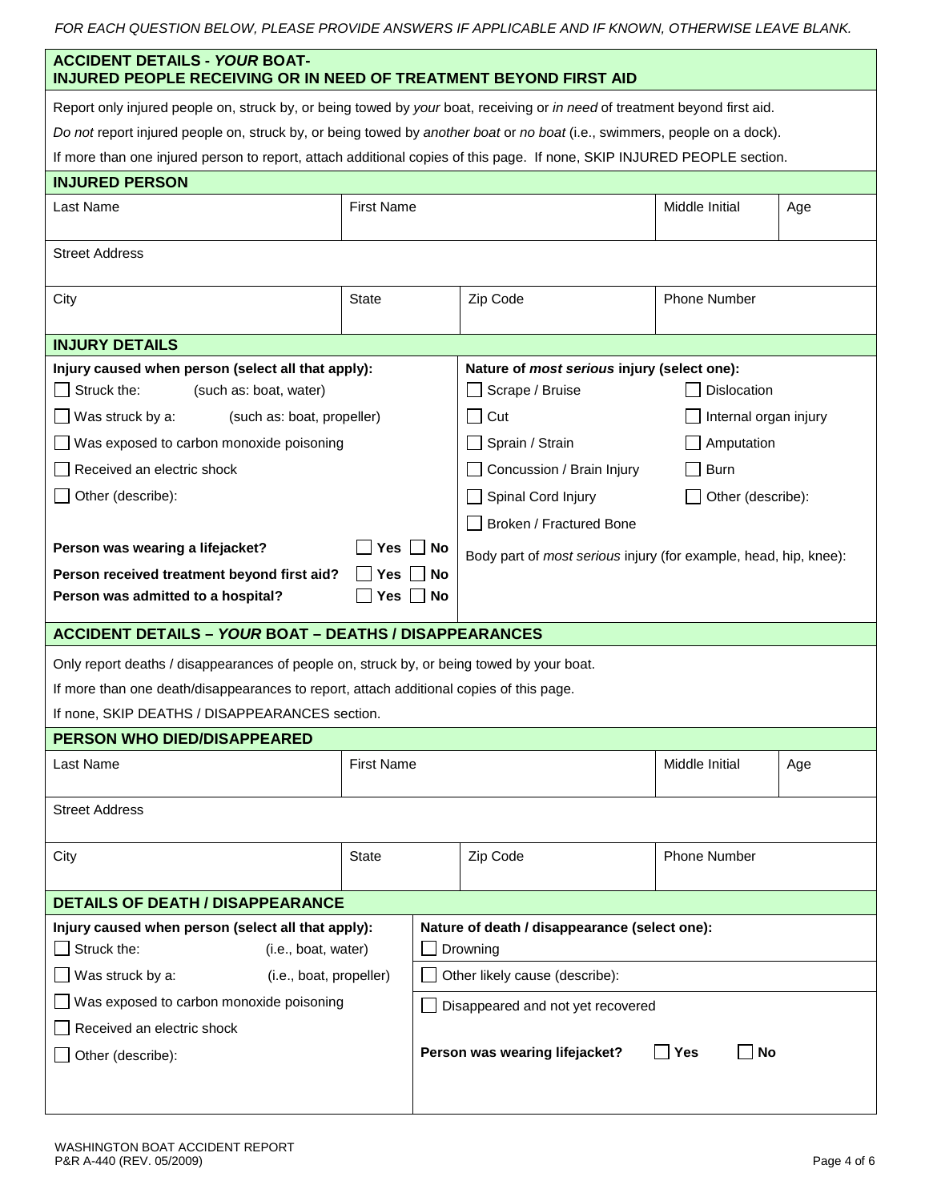*FOR EACH QUESTION BELOW, PLEASE PROVIDE ANSWERS IF APPLICABLE AND IF KNOWN, OTHERWISE LEAVE BLANK.*

## ACCIDENT DETAILS - *YOUR* BOAT- INJURED PEOPLE RECEIVING OR IN NEED OF TREATMENT BEYOND FIRST AID

Report only injured people on, struck by, or being towed by *your* boat, receiving or *in need* of treatment beyond first aid.

*Do not* report injured people on, struck by, or being towed by *another boat* or *no boat* (i.e., swimmers, people on a dock).

If more than one injured person to report, attach additional copies of this page. If none, SKIP INJURED PEOPLE section.

### INJURED PERSON

| Last Name | First Name | | Middle Initial | Age |
|---|---|---|---|---|
| Street Address | | | | |
| City | State | Zip Code | Phone Number | |

### INJURY DETAILS

**Injury caused when person (select all that apply):**

- ☐ Struck the: (such as: boat, water)
- ☐ Was struck by a: (such as: boat, propeller)
- ☐ Was exposed to carbon monoxide poisoning
- ☐ Received an electric shock
- ☐ Other (describe):

**Person was wearing a lifejacket?** ☐ Yes ☐ No

**Person received treatment beyond first aid?** ☐ Yes ☐ No

**Person was admitted to a hospital?** ☐ Yes ☐ No

**Nature of *most serious* injury (select one):**

- ☐ Scrape / Bruise
- ☐ Cut
- ☐ Sprain / Strain
- ☐ Concussion / Brain Injury
- ☐ Spinal Cord Injury
- ☐ Broken / Fractured Bone
- ☐ Dislocation
- ☐ Internal organ injury
- ☐ Amputation
- ☐ Burn
- ☐ Other (describe):

Body part of *most serious* injury (for example, head, hip, knee):

## ACCIDENT DETAILS – *YOUR* BOAT – DEATHS / DISAPPEARANCES

Only report deaths / disappearances of people on, struck by, or being towed by your boat.

If more than one death/disappearances to report, attach additional copies of this page.

If none, SKIP DEATHS / DISAPPEARANCES section.

### PERSON WHO DIED/DISAPPEARED

| Last Name | First Name | | Middle Initial | Age |
|---|---|---|---|---|
| Street Address | | | | |
| City | State | Zip Code | Phone Number | |

### DETAILS OF DEATH / DISAPPEARANCE

**Injury caused when person (select all that apply):**

- ☐ Struck the: (i.e., boat, water)
- ☐ Was struck by a: (i.e., boat, propeller)
- ☐ Was exposed to carbon monoxide poisoning
- ☐ Received an electric shock
- ☐ Other (describe):

**Nature of death / disappearance (select one):**

- ☐ Drowning
- ☐ Other likely cause (describe):
- ☐ Disappeared and not yet recovered

**Person was wearing lifejacket?** ☐ Yes ☐ No

WASHINGTON BOAT ACCIDENT REPORT
P&R A-440 (REV. 05/2009)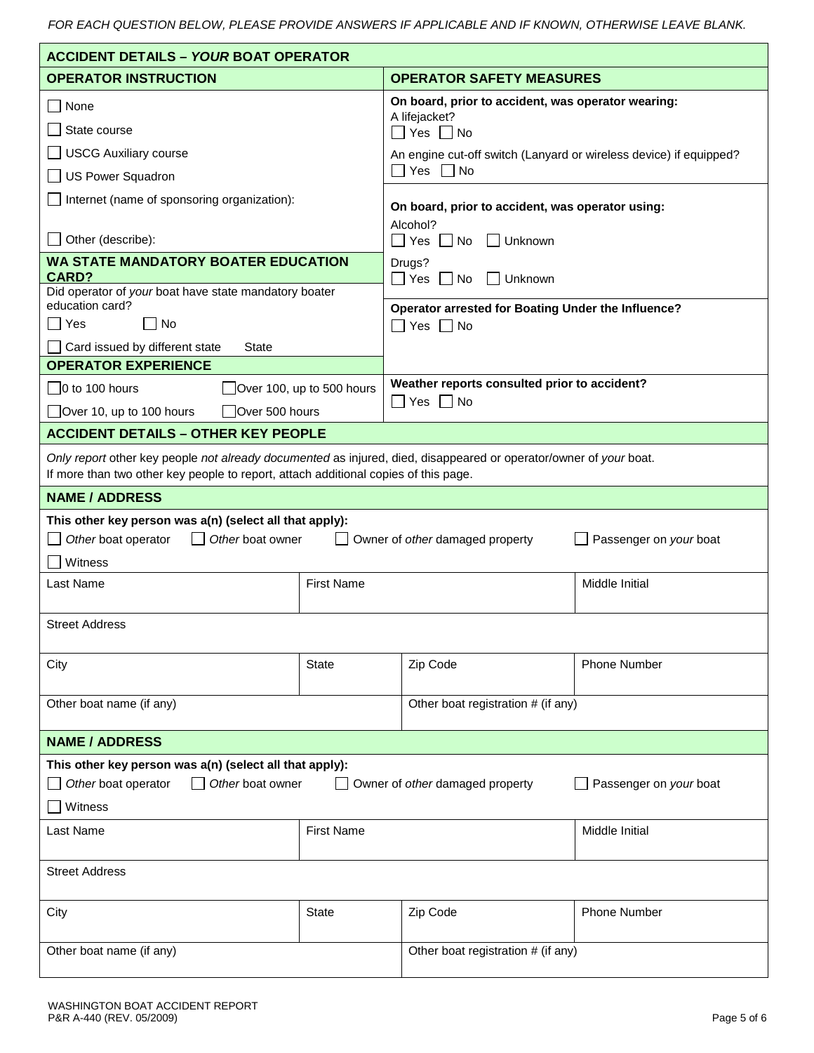*FOR EACH QUESTION BELOW, PLEASE PROVIDE ANSWERS IF APPLICABLE AND IF KNOWN, OTHERWISE LEAVE BLANK.*

## ACCIDENT DETAILS – *YOUR* BOAT OPERATOR

### OPERATOR INSTRUCTION

- ☐ None
- ☐ State course
- ☐ USCG Auxiliary course
- ☐ US Power Squadron
- ☐ Internet (name of sponsoring organization):
- ☐ Other (describe):

### WA STATE MANDATORY BOATER EDUCATION CARD?

Did operator of *your* boat have state mandatory boater education card?

☐ Yes ☐ No

☐ Card issued by different state State

### OPERATOR EXPERIENCE

| | |
|---|---|
| ☐ 0 to 100 hours | ☐ Over 100, up to 500 hours |
| ☐ Over 10, up to 100 hours | ☐ Over 500 hours |

### OPERATOR SAFETY MEASURES

**On board, prior to accident, was operator wearing:**

A lifejacket?
☐ Yes ☐ No

An engine cut-off switch (Lanyard or wireless device) if equipped?
☐ Yes ☐ No

**On board, prior to accident, was operator using:**

Alcohol?
☐ Yes ☐ No ☐ Unknown

Drugs?
☐ Yes ☐ No ☐ Unknown

**Operator arrested for Boating Under the Influence?**
☐ Yes ☐ No

**Weather reports consulted prior to accident?**
☐ Yes ☐ No

## ACCIDENT DETAILS – OTHER KEY PEOPLE

*Only report* other key people *not already documented* as injured, died, disappeared or operator/owner of *your* boat.
If more than two other key people to report, attach additional copies of this page.

### NAME / ADDRESS

**This other key person was a(n) (select all that apply):**

☐ *Other* boat operator ☐ *Other* boat owner ☐ Owner of *other* damaged property ☐ Passenger on *your* boat ☐ Witness

| Last Name | First Name | | Middle Initial |
|---|---|---|---|
| Street Address | | | |
| City | State | Zip Code | Phone Number |
| Other boat name (if any) | | Other boat registration # (if any) | |

### NAME / ADDRESS

**This other key person was a(n) (select all that apply):**

☐ *Other* boat operator ☐ *Other* boat owner ☐ Owner of *other* damaged property ☐ Passenger on *your* boat ☐ Witness

| Last Name | First Name | | Middle Initial |
|---|---|---|---|
| Street Address | | | |
| City | State | Zip Code | Phone Number |
| Other boat name (if any) | | Other boat registration # (if any) | |

WASHINGTON BOAT ACCIDENT REPORT
P&R A-440 (REV. 05/2009)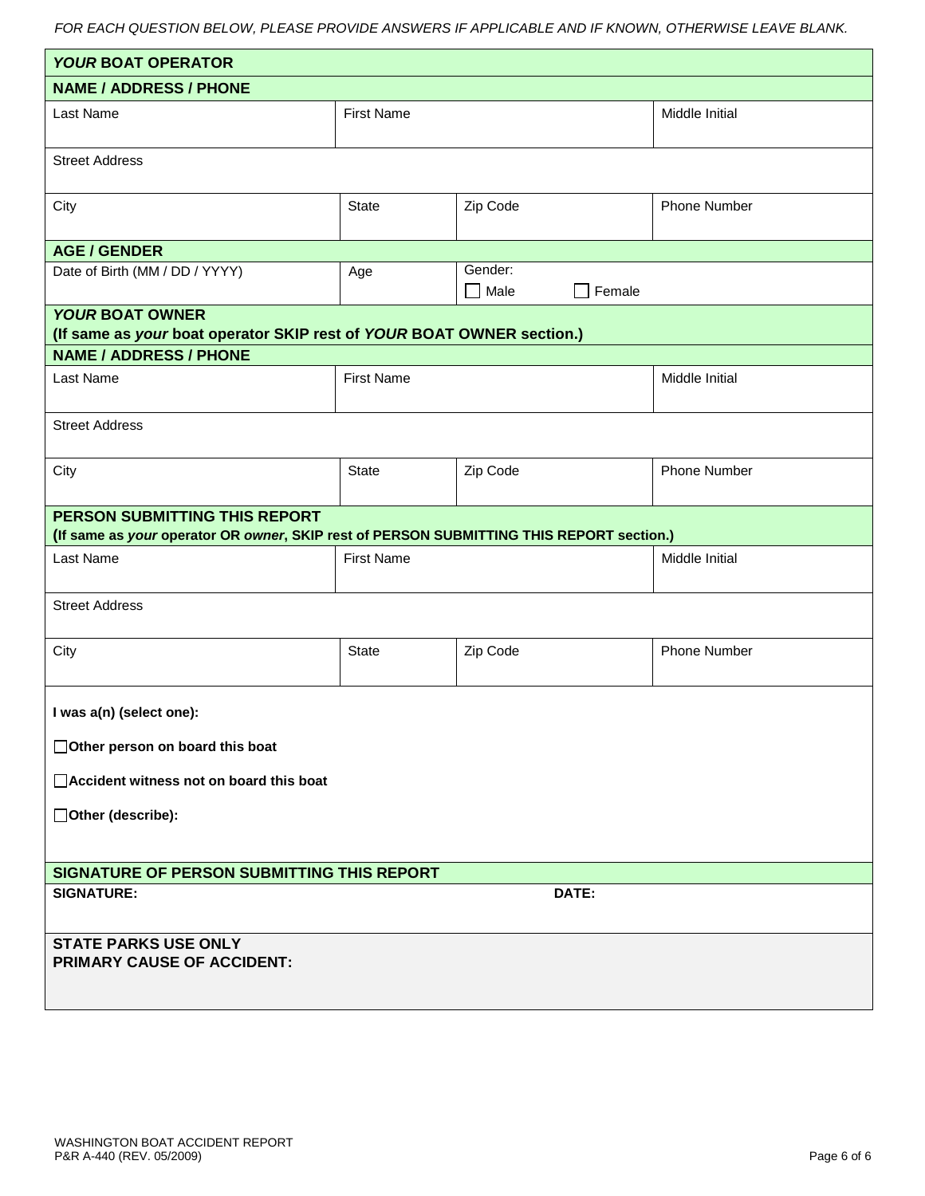*FOR EACH QUESTION BELOW, PLEASE PROVIDE ANSWERS IF APPLICABLE AND IF KNOWN, OTHERWISE LEAVE BLANK.*

## ***YOUR*** BOAT OPERATOR

### NAME / ADDRESS / PHONE

| | | | |
|---|---|---|---|
| Last Name | First Name | | Middle Initial |
| Street Address | | | |
| City | State | Zip Code | Phone Number |

### AGE / GENDER

| | | |
|---|---|---|
| Date of Birth (MM / DD / YYYY) | Age | Gender: ☐ Male ☐ Female |

## ***YOUR*** BOAT OWNER

**(If same as *your* boat operator SKIP rest of *YOUR* BOAT OWNER section.)**

### NAME / ADDRESS / PHONE

| | | | |
|---|---|---|---|
| Last Name | First Name | | Middle Initial |
| Street Address | | | |
| City | State | Zip Code | Phone Number |

## PERSON SUBMITTING THIS REPORT

**(If same as *your* operator OR *owner*, SKIP rest of PERSON SUBMITTING THIS REPORT section.)**

| | | | |
|---|---|---|---|
| Last Name | First Name | | Middle Initial |
| Street Address | | | |
| City | State | Zip Code | Phone Number |

**I was a(n) (select one):**

☐ **Other person on board this boat**

☐ **Accident witness not on board this boat**

☐ **Other (describe):**

## SIGNATURE OF PERSON SUBMITTING THIS REPORT

**SIGNATURE:** **DATE:**

**STATE PARKS USE ONLY**
**PRIMARY CAUSE OF ACCIDENT:**

WASHINGTON BOAT ACCIDENT REPORT
P&R A-440 (REV. 05/2009)